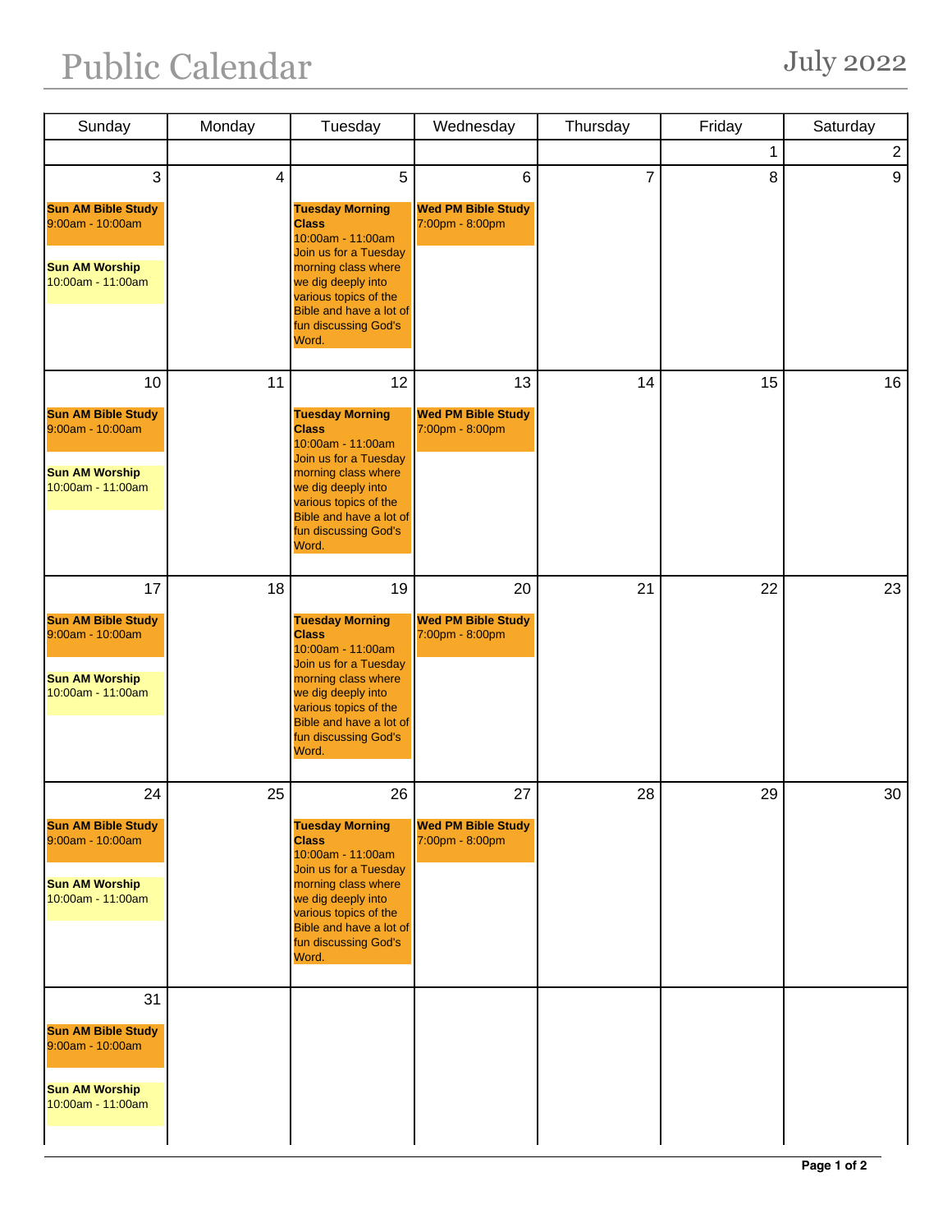# Public Calendar

## July 2022

| Sunday | Monday | Tuesday | Wednesday | Thursday | Friday | Saturday |
|---|---|---|---|---|---|---|
| | | | | | 1 | 2 |
| 3<br>**Sun AM Bible Study**<br>9:00am - 10:00am<br>**Sun AM Worship**<br>10:00am - 11:00am | 4 | 5<br>**Tuesday Morning Class**<br>10:00am - 11:00am<br>Join us for a Tuesday morning class where we dig deeply into various topics of the Bible and have a lot of fun discussing God's Word. | 6<br>**Wed PM Bible Study**<br>7:00pm - 8:00pm | 7 | 8 | 9 |
| 10<br>**Sun AM Bible Study**<br>9:00am - 10:00am<br>**Sun AM Worship**<br>10:00am - 11:00am | 11 | 12<br>**Tuesday Morning Class**<br>10:00am - 11:00am<br>Join us for a Tuesday morning class where we dig deeply into various topics of the Bible and have a lot of fun discussing God's Word. | 13<br>**Wed PM Bible Study**<br>7:00pm - 8:00pm | 14 | 15 | 16 |
| 17<br>**Sun AM Bible Study**<br>9:00am - 10:00am<br>**Sun AM Worship**<br>10:00am - 11:00am | 18 | 19<br>**Tuesday Morning Class**<br>10:00am - 11:00am<br>Join us for a Tuesday morning class where we dig deeply into various topics of the Bible and have a lot of fun discussing God's Word. | 20<br>**Wed PM Bible Study**<br>7:00pm - 8:00pm | 21 | 22 | 23 |
| 24<br>**Sun AM Bible Study**<br>9:00am - 10:00am<br>**Sun AM Worship**<br>10:00am - 11:00am | 25 | 26<br>**Tuesday Morning Class**<br>10:00am - 11:00am<br>Join us for a Tuesday morning class where we dig deeply into various topics of the Bible and have a lot of fun discussing God's Word. | 27<br>**Wed PM Bible Study**<br>7:00pm - 8:00pm | 28 | 29 | 30 |
| 31<br>**Sun AM Bible Study**<br>9:00am - 10:00am<br>**Sun AM Worship**<br>10:00am - 11:00am | | | | | | |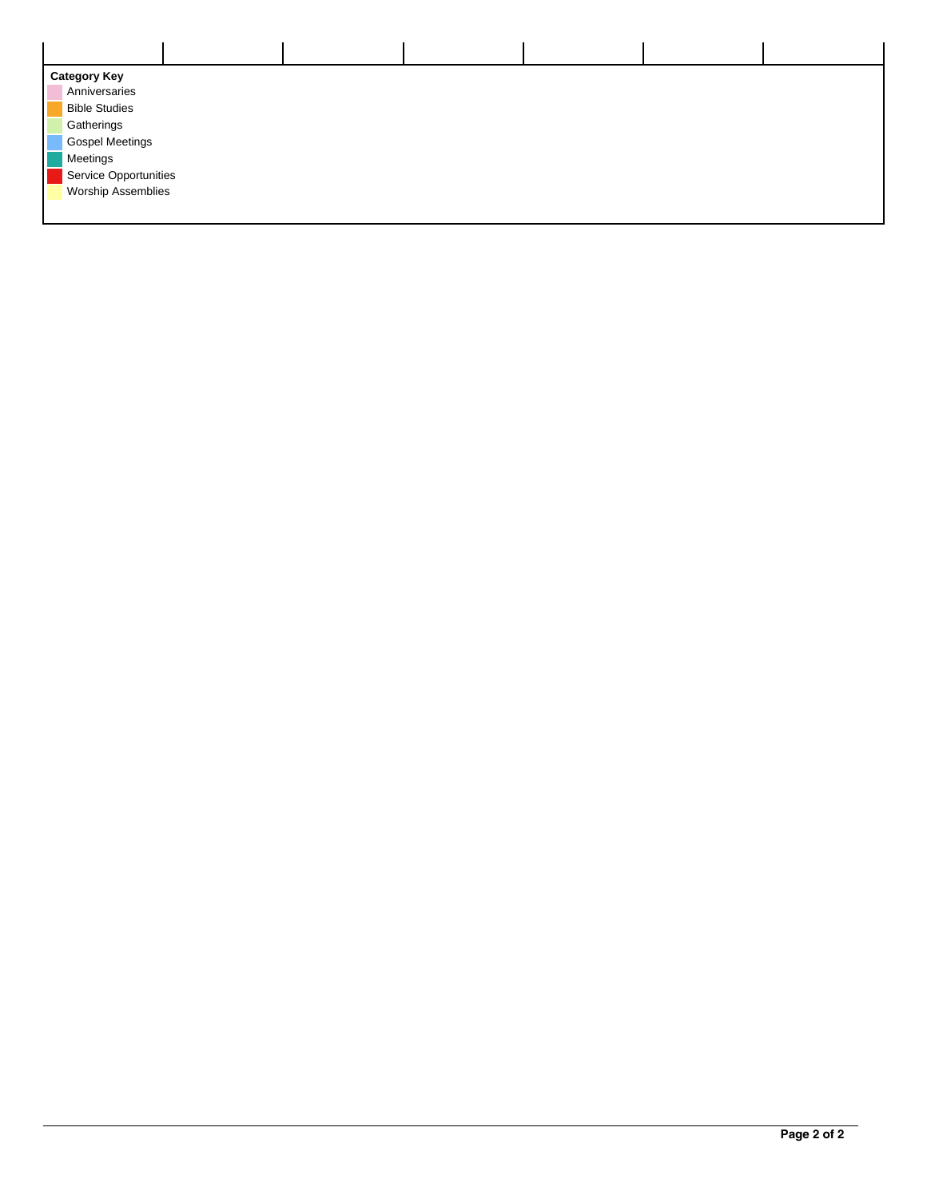**Category Key**

- Anniversaries
- Bible Studies
- Gatherings
- Gospel Meetings
- Meetings
- Service Opportunities
- Worship Assemblies